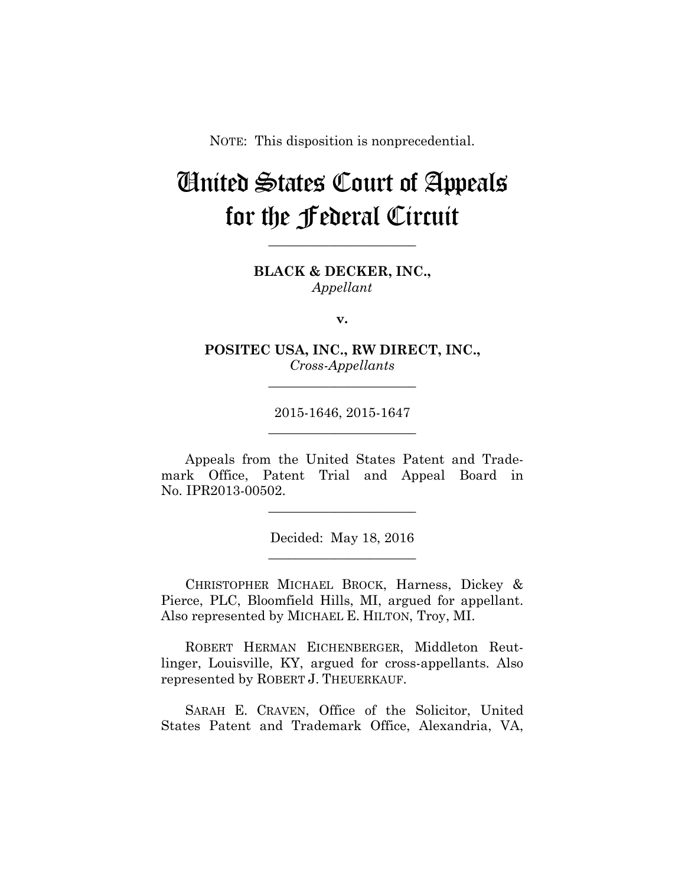NOTE: This disposition is nonprecedential.

# United States Court of Appeals for the Federal Circuit

______________________

**BLACK & DECKER, INC.,**
*Appellant*

**v.**

**POSITEC USA, INC., RW DIRECT, INC.,**
*Cross-Appellants*

______________________

2015-1646, 2015-1647

______________________

Appeals from the United States Patent and Trademark Office, Patent Trial and Appeal Board in No. IPR2013-00502.

______________________

Decided: May 18, 2016

______________________

CHRISTOPHER MICHAEL BROCK, Harness, Dickey & Pierce, PLC, Bloomfield Hills, MI, argued for appellant. Also represented by MICHAEL E. HILTON, Troy, MI.

ROBERT HERMAN EICHENBERGER, Middleton Reutlinger, Louisville, KY, argued for cross-appellants. Also represented by ROBERT J. THEUERKAUF.

SARAH E. CRAVEN, Office of the Solicitor, United States Patent and Trademark Office, Alexandria, VA,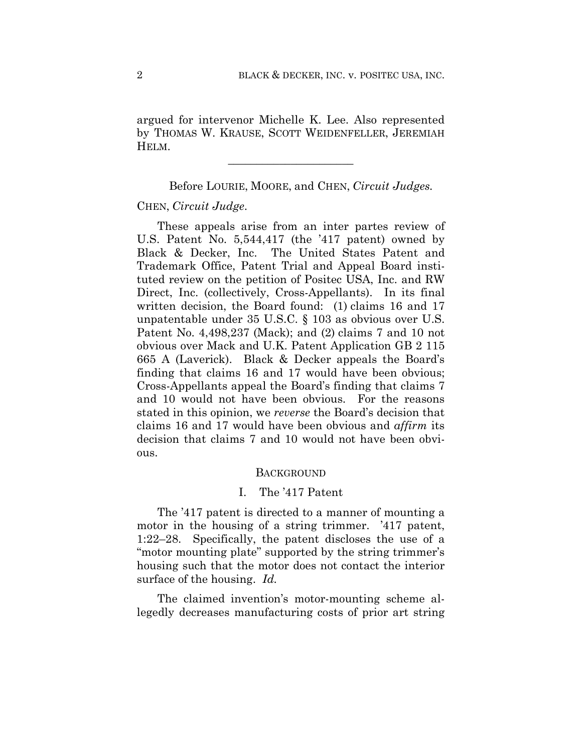argued for intervenor Michelle K. Lee. Also represented by THOMAS W. KRAUSE, SCOTT WEIDENFELLER, JEREMIAH HELM.

______________________

Before LOURIE, MOORE, and CHEN, *Circuit Judges.*

CHEN, *Circuit Judge*.

These appeals arise from an inter partes review of U.S. Patent No. 5,544,417 (the '417 patent) owned by Black & Decker, Inc. The United States Patent and Trademark Office, Patent Trial and Appeal Board instituted review on the petition of Positec USA, Inc. and RW Direct, Inc. (collectively, Cross-Appellants). In its final written decision, the Board found: (1) claims 16 and 17 unpatentable under 35 U.S.C. § 103 as obvious over U.S. Patent No. 4,498,237 (Mack); and (2) claims 7 and 10 not obvious over Mack and U.K. Patent Application GB 2 115 665 A (Laverick). Black & Decker appeals the Board's finding that claims 16 and 17 would have been obvious; Cross-Appellants appeal the Board's finding that claims 7 and 10 would not have been obvious. For the reasons stated in this opinion, we *reverse* the Board's decision that claims 16 and 17 would have been obvious and *affirm* its decision that claims 7 and 10 would not have been obvious.

## BACKGROUND

### I. The '417 Patent

The '417 patent is directed to a manner of mounting a motor in the housing of a string trimmer. '417 patent, 1:22–28. Specifically, the patent discloses the use of a "motor mounting plate" supported by the string trimmer's housing such that the motor does not contact the interior surface of the housing. *Id.*

The claimed invention's motor-mounting scheme allegedly decreases manufacturing costs of prior art string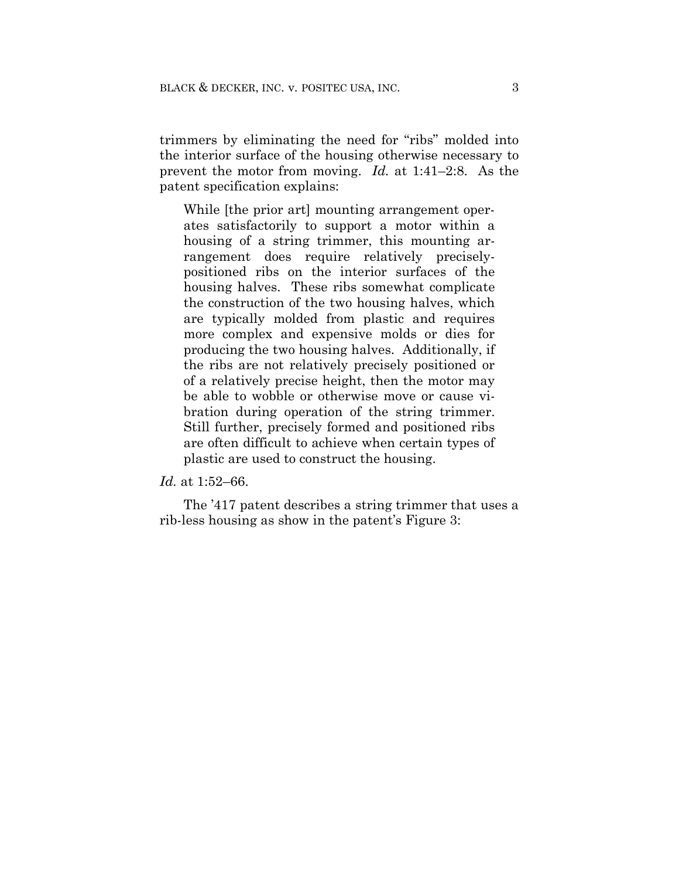trimmers by eliminating the need for "ribs" molded into the interior surface of the housing otherwise necessary to prevent the motor from moving. *Id.* at 1:41–2:8. As the patent specification explains:

> While [the prior art] mounting arrangement operates satisfactorily to support a motor within a housing of a string trimmer, this mounting arrangement does require relatively precisely-positioned ribs on the interior surfaces of the housing halves. These ribs somewhat complicate the construction of the two housing halves, which are typically molded from plastic and requires more complex and expensive molds or dies for producing the two housing halves. Additionally, if the ribs are not relatively precisely positioned or of a relatively precise height, then the motor may be able to wobble or otherwise move or cause vibration during operation of the string trimmer. Still further, precisely formed and positioned ribs are often difficult to achieve when certain types of plastic are used to construct the housing.

*Id.* at 1:52–66.

The '417 patent describes a string trimmer that uses a rib-less housing as show in the patent's Figure 3: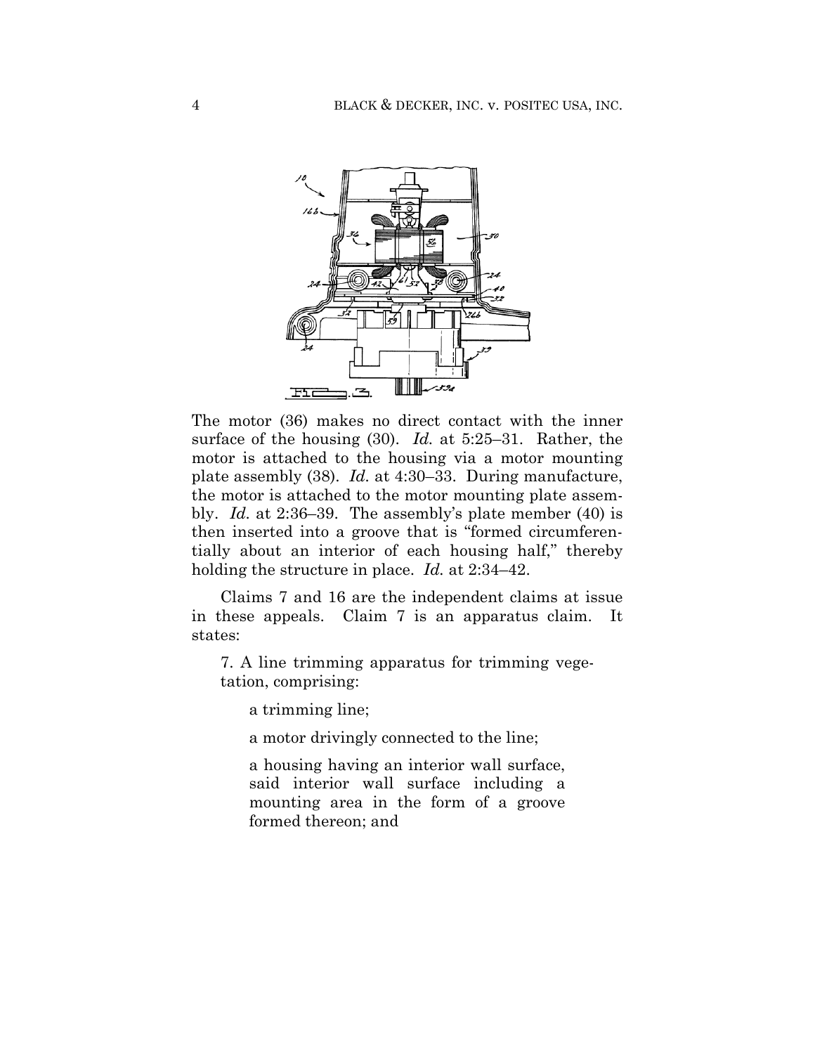The motor (36) makes no direct contact with the inner surface of the housing (30). *Id.* at 5:25–31. Rather, the motor is attached to the housing via a motor mounting plate assembly (38). *Id.* at 4:30–33. During manufacture, the motor is attached to the motor mounting plate assembly. *Id.* at 2:36–39. The assembly's plate member (40) is then inserted into a groove that is "formed circumferentially about an interior of each housing half," thereby holding the structure in place. *Id.* at 2:34–42.

Claims 7 and 16 are the independent claims at issue in these appeals. Claim 7 is an apparatus claim. It states:

> 7. A line trimming apparatus for trimming vegetation, comprising:
>
> > a trimming line;
> >
> > a motor drivingly connected to the line;
> >
> > a housing having an interior wall surface, said interior wall surface including a mounting area in the form of a groove formed thereon; and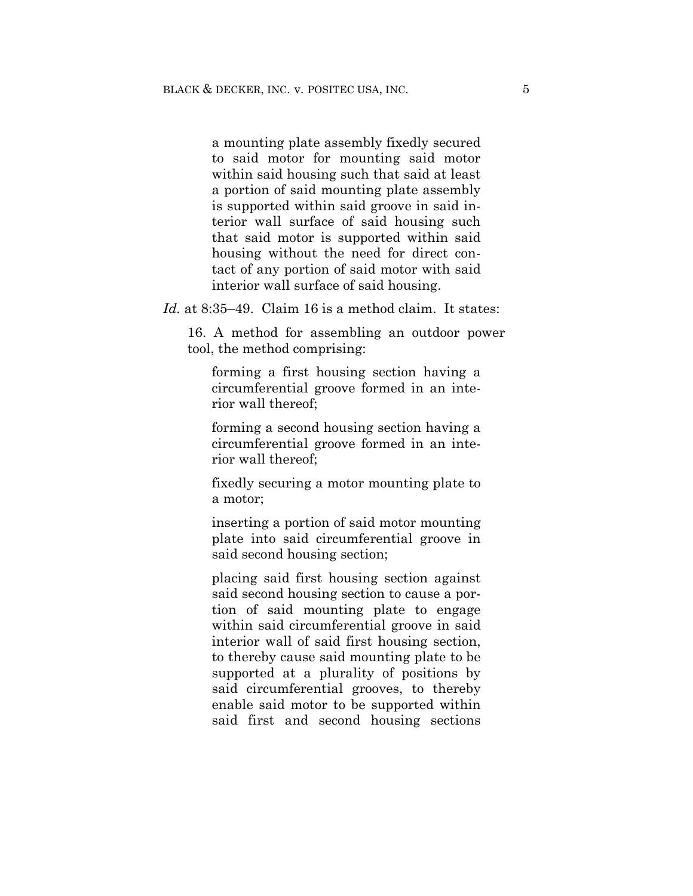> a mounting plate assembly fixedly secured to said motor for mounting said motor within said housing such that said at least a portion of said mounting plate assembly is supported within said groove in said interior wall surface of said housing such that said motor is supported within said housing without the need for direct contact of any portion of said motor with said interior wall surface of said housing.

*Id.* at 8:35–49. Claim 16 is a method claim. It states:

> 16. A method for assembling an outdoor power tool, the method comprising:
>
> > forming a first housing section having a circumferential groove formed in an interior wall thereof;
> >
> > forming a second housing section having a circumferential groove formed in an interior wall thereof;
> >
> > fixedly securing a motor mounting plate to a motor;
> >
> > inserting a portion of said motor mounting plate into said circumferential groove in said second housing section;
> >
> > placing said first housing section against said second housing section to cause a portion of said mounting plate to engage within said circumferential groove in said interior wall of said first housing section, to thereby cause said mounting plate to be supported at a plurality of positions by said circumferential grooves, to thereby enable said motor to be supported within said first and second housing sections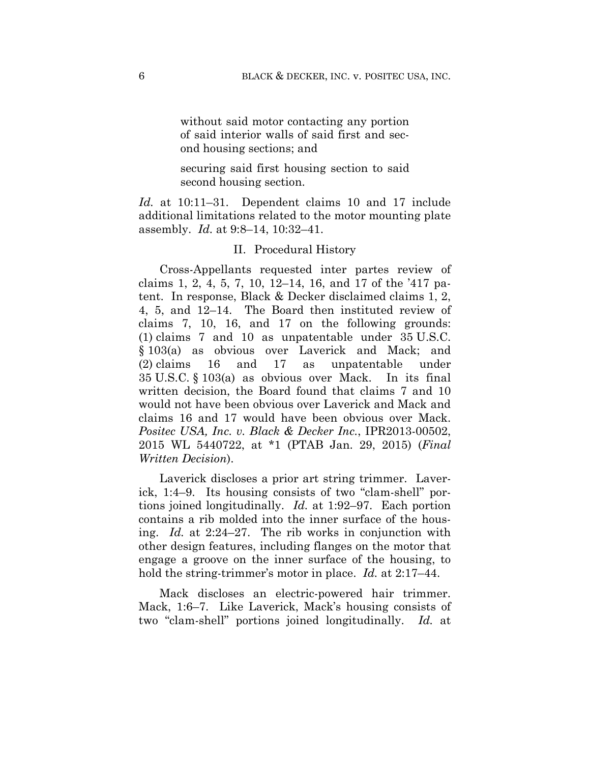> without said motor contacting any portion of said interior walls of said first and second housing sections; and
>
> securing said first housing section to said second housing section.

*Id.* at 10:11–31. Dependent claims 10 and 17 include additional limitations related to the motor mounting plate assembly. *Id.* at 9:8–14, 10:32–41.

## II. Procedural History

Cross-Appellants requested inter partes review of claims 1, 2, 4, 5, 7, 10, 12–14, 16, and 17 of the '417 patent. In response, Black & Decker disclaimed claims 1, 2, 4, 5, and 12–14. The Board then instituted review of claims 7, 10, 16, and 17 on the following grounds: (1) claims 7 and 10 as unpatentable under 35 U.S.C. § 103(a) as obvious over Laverick and Mack; and (2) claims 16 and 17 as unpatentable under 35 U.S.C. § 103(a) as obvious over Mack. In its final written decision, the Board found that claims 7 and 10 would not have been obvious over Laverick and Mack and claims 16 and 17 would have been obvious over Mack. *Positec USA, Inc. v. Black & Decker Inc.*, IPR2013-00502, 2015 WL 5440722, at *1 (PTAB Jan. 29, 2015) (*Final Written Decision*).

Laverick discloses a prior art string trimmer. Laverick, 1:4–9. Its housing consists of two "clam-shell" portions joined longitudinally. *Id.* at 1:92–97. Each portion contains a rib molded into the inner surface of the housing. *Id.* at 2:24–27. The rib works in conjunction with other design features, including flanges on the motor that engage a groove on the inner surface of the housing, to hold the string-trimmer's motor in place. *Id.* at 2:17–44.

Mack discloses an electric-powered hair trimmer. Mack, 1:6–7. Like Laverick, Mack's housing consists of two "clam-shell" portions joined longitudinally. *Id.* at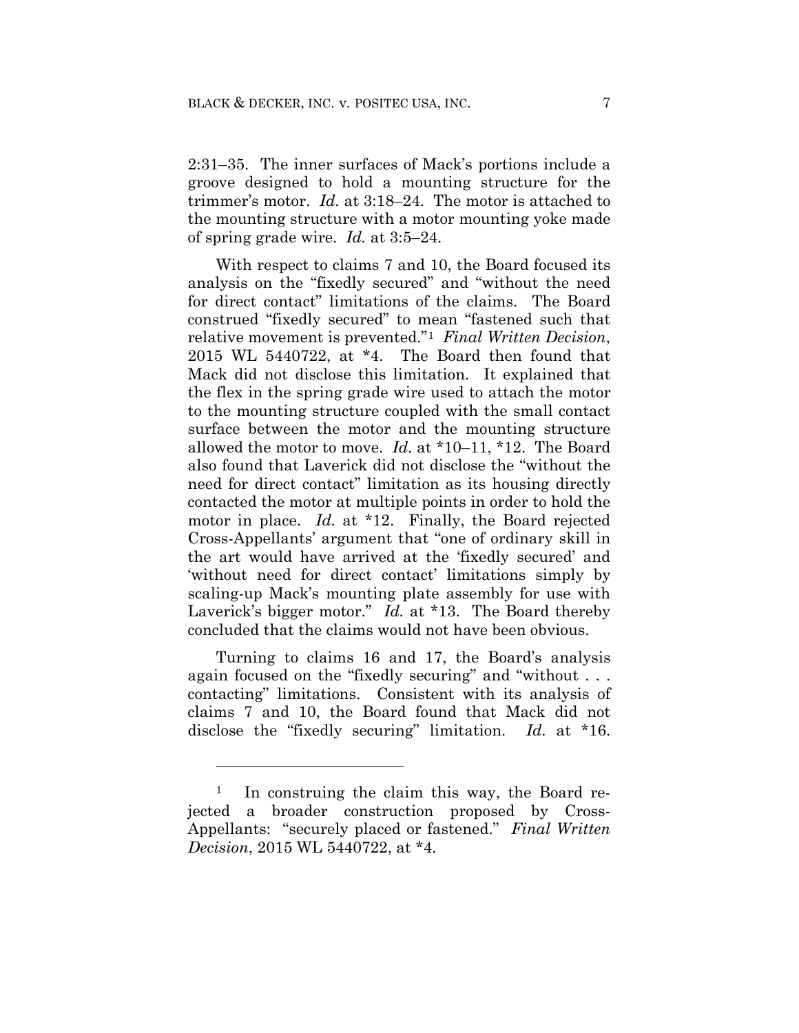2:31–35. The inner surfaces of Mack's portions include a groove designed to hold a mounting structure for the trimmer's motor. *Id.* at 3:18–24. The motor is attached to the mounting structure with a motor mounting yoke made of spring grade wire. *Id.* at 3:5–24.

With respect to claims 7 and 10, the Board focused its analysis on the "fixedly secured" and "without the need for direct contact" limitations of the claims. The Board construed "fixedly secured" to mean "fastened such that relative movement is prevented."[1] *Final Written Decision*, 2015 WL 5440722, at \*4. The Board then found that Mack did not disclose this limitation. It explained that the flex in the spring grade wire used to attach the motor to the mounting structure coupled with the small contact surface between the motor and the mounting structure allowed the motor to move. *Id.* at \*10–11, \*12. The Board also found that Laverick did not disclose the "without the need for direct contact" limitation as its housing directly contacted the motor at multiple points in order to hold the motor in place. *Id.* at \*12. Finally, the Board rejected Cross-Appellants' argument that "one of ordinary skill in the art would have arrived at the 'fixedly secured' and 'without need for direct contact' limitations simply by scaling-up Mack's mounting plate assembly for use with Laverick's bigger motor." *Id.* at \*13. The Board thereby concluded that the claims would not have been obvious.

Turning to claims 16 and 17, the Board's analysis again focused on the "fixedly securing" and "without . . . contacting" limitations. Consistent with its analysis of claims 7 and 10, the Board found that Mack did not disclose the "fixedly securing" limitation. *Id.* at \*16.

---

[1] In construing the claim this way, the Board rejected a broader construction proposed by Cross-Appellants: "securely placed or fastened." *Final Written Decision*, 2015 WL 5440722, at \*4.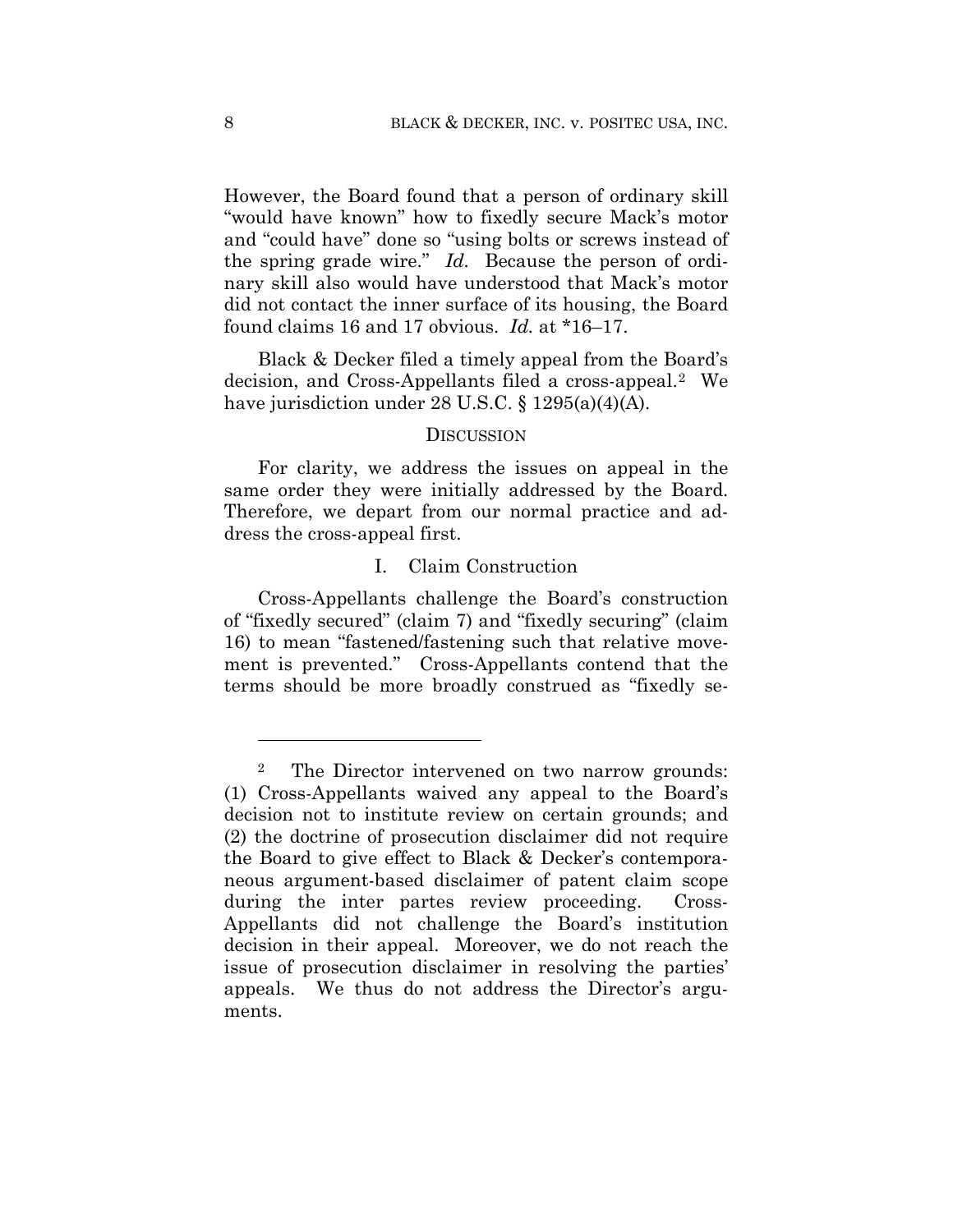However, the Board found that a person of ordinary skill "would have known" how to fixedly secure Mack's motor and "could have" done so "using bolts or screws instead of the spring grade wire." *Id.* Because the person of ordinary skill also would have understood that Mack's motor did not contact the inner surface of its housing, the Board found claims 16 and 17 obvious. *Id.* at *16–17.

Black & Decker filed a timely appeal from the Board's decision, and Cross-Appellants filed a cross-appeal.[2] We have jurisdiction under 28 U.S.C. § 1295(a)(4)(A).

## DISCUSSION

For clarity, we address the issues on appeal in the same order they were initially addressed by the Board. Therefore, we depart from our normal practice and address the cross-appeal first.

### I. Claim Construction

Cross-Appellants challenge the Board's construction of "fixedly secured" (claim 7) and "fixedly securing" (claim 16) to mean "fastened/fastening such that relative movement is prevented." Cross-Appellants contend that the terms should be more broadly construed as "fixedly se-

---

[2] The Director intervened on two narrow grounds: (1) Cross-Appellants waived any appeal to the Board's decision not to institute review on certain grounds; and (2) the doctrine of prosecution disclaimer did not require the Board to give effect to Black & Decker's contemporaneous argument-based disclaimer of patent claim scope during the inter partes review proceeding. Cross-Appellants did not challenge the Board's institution decision in their appeal. Moreover, we do not reach the issue of prosecution disclaimer in resolving the parties' appeals. We thus do not address the Director's arguments.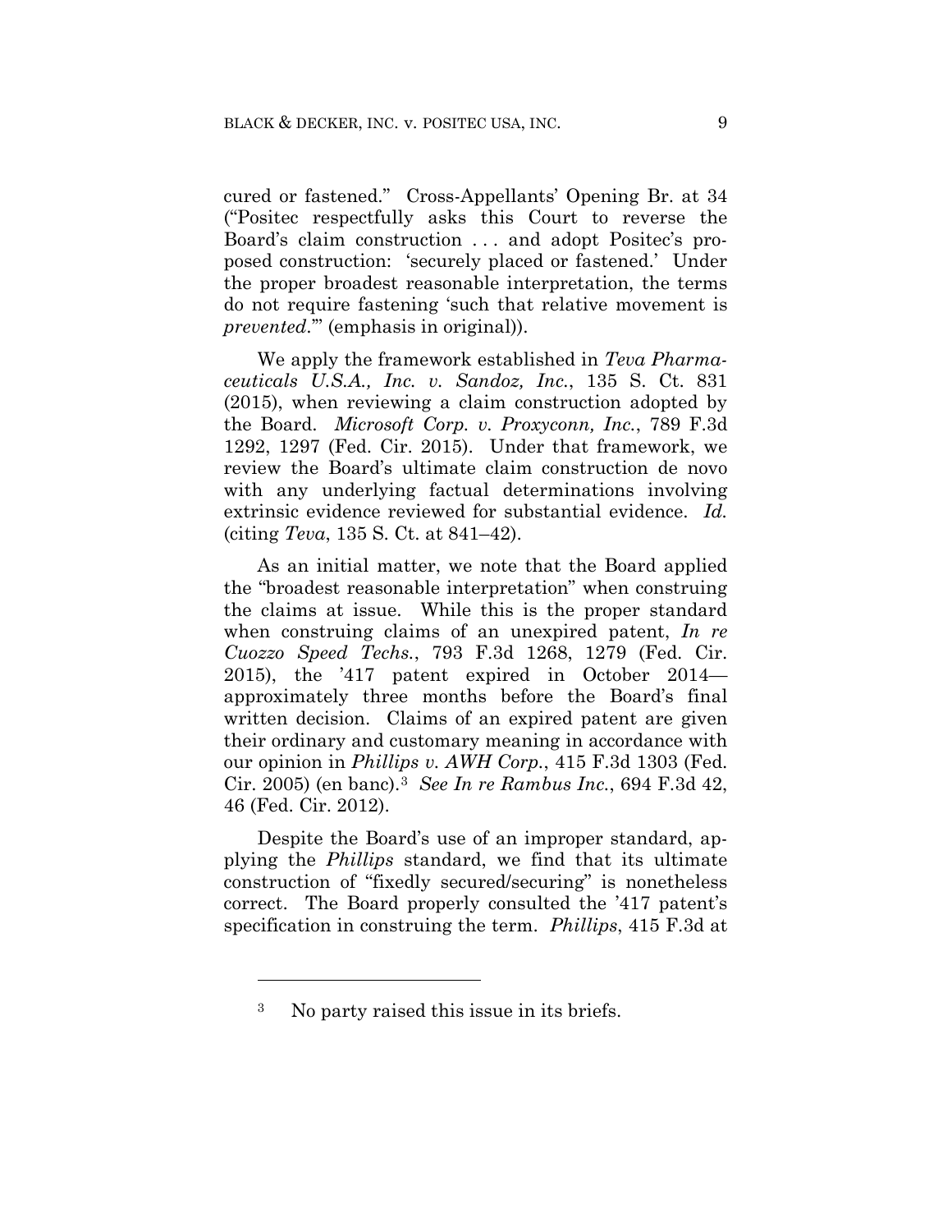cured or fastened." Cross-Appellants' Opening Br. at 34 ("Positec respectfully asks this Court to reverse the Board's claim construction . . . and adopt Positec's proposed construction: 'securely placed or fastened.' Under the proper broadest reasonable interpretation, the terms do not require fastening 'such that relative movement is *prevented*.'" (emphasis in original)).

We apply the framework established in *Teva Pharmaceuticals U.S.A., Inc. v. Sandoz, Inc.*, 135 S. Ct. 831 (2015), when reviewing a claim construction adopted by the Board. *Microsoft Corp. v. Proxyconn, Inc.*, 789 F.3d 1292, 1297 (Fed. Cir. 2015). Under that framework, we review the Board's ultimate claim construction de novo with any underlying factual determinations involving extrinsic evidence reviewed for substantial evidence. *Id.* (citing *Teva*, 135 S. Ct. at 841–42).

As an initial matter, we note that the Board applied the "broadest reasonable interpretation" when construing the claims at issue. While this is the proper standard when construing claims of an unexpired patent, *In re Cuozzo Speed Techs.*, 793 F.3d 1268, 1279 (Fed. Cir. 2015), the '417 patent expired in October 2014—approximately three months before the Board's final written decision. Claims of an expired patent are given their ordinary and customary meaning in accordance with our opinion in *Phillips v. AWH Corp.*, 415 F.3d 1303 (Fed. Cir. 2005) (en banc).[3] *See In re Rambus Inc.*, 694 F.3d 42, 46 (Fed. Cir. 2012).

Despite the Board's use of an improper standard, applying the *Phillips* standard, we find that its ultimate construction of "fixedly secured/securing" is nonetheless correct. The Board properly consulted the '417 patent's specification in construing the term. *Phillips*, 415 F.3d at

---

[3] No party raised this issue in its briefs.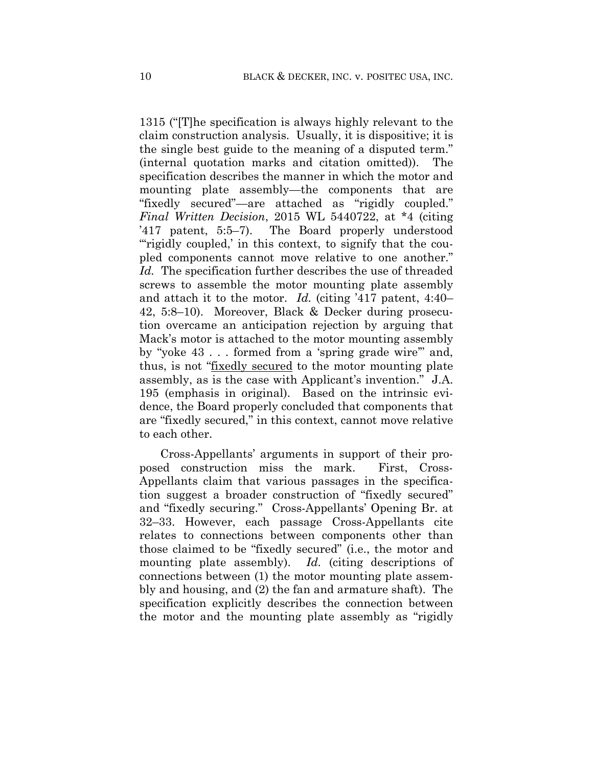1315 ("[T]he specification is always highly relevant to the claim construction analysis. Usually, it is dispositive; it is the single best guide to the meaning of a disputed term." (internal quotation marks and citation omitted)). The specification describes the manner in which the motor and mounting plate assembly—the components that are "fixedly secured"—are attached as "rigidly coupled." *Final Written Decision*, 2015 WL 5440722, at *4 (citing '417 patent, 5:5–7). The Board properly understood "'rigidly coupled,' in this context, to signify that the coupled components cannot move relative to one another." *Id.* The specification further describes the use of threaded screws to assemble the motor mounting plate assembly and attach it to the motor. *Id.* (citing '417 patent, 4:40–42, 5:8–10). Moreover, Black & Decker during prosecution overcame an anticipation rejection by arguing that Mack's motor is attached to the motor mounting assembly by "yoke 43 . . . formed from a 'spring grade wire'" and, thus, is not "<u>fixedly secured</u> to the motor mounting plate assembly, as is the case with Applicant's invention." J.A. 195 (emphasis in original). Based on the intrinsic evidence, the Board properly concluded that components that are "fixedly secured," in this context, cannot move relative to each other.

Cross-Appellants' arguments in support of their proposed construction miss the mark. First, Cross-Appellants claim that various passages in the specification suggest a broader construction of "fixedly secured" and "fixedly securing." Cross-Appellants' Opening Br. at 32–33. However, each passage Cross-Appellants cite relates to connections between components other than those claimed to be "fixedly secured" (i.e., the motor and mounting plate assembly). *Id.* (citing descriptions of connections between (1) the motor mounting plate assembly and housing, and (2) the fan and armature shaft). The specification explicitly describes the connection between the motor and the mounting plate assembly as "rigidly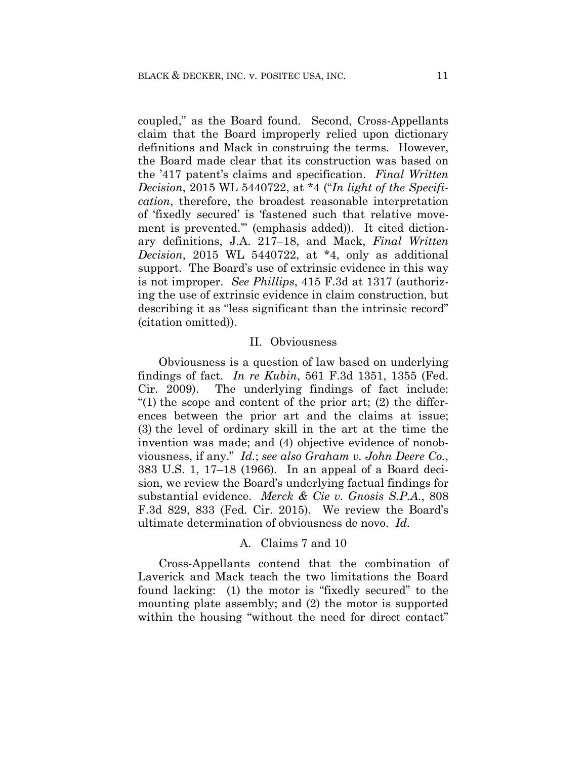coupled," as the Board found. Second, Cross-Appellants claim that the Board improperly relied upon dictionary definitions and Mack in construing the terms. However, the Board made clear that its construction was based on the '417 patent's claims and specification. *Final Written Decision*, 2015 WL 5440722, at *4 ("*In light of the Specification*, therefore, the broadest reasonable interpretation of 'fixedly secured' is 'fastened such that relative movement is prevented.'" (emphasis added)). It cited dictionary definitions, J.A. 217–18, and Mack, *Final Written Decision*, 2015 WL 5440722, at *4, only as additional support. The Board's use of extrinsic evidence in this way is not improper. *See Phillips*, 415 F.3d at 1317 (authorizing the use of extrinsic evidence in claim construction, but describing it as "less significant than the intrinsic record" (citation omitted)).

## II. Obviousness

Obviousness is a question of law based on underlying findings of fact. *In re Kubin*, 561 F.3d 1351, 1355 (Fed. Cir. 2009). The underlying findings of fact include: "(1) the scope and content of the prior art; (2) the differences between the prior art and the claims at issue; (3) the level of ordinary skill in the art at the time the invention was made; and (4) objective evidence of nonobviousness, if any." *Id.*; *see also Graham v. John Deere Co.*, 383 U.S. 1, 17–18 (1966). In an appeal of a Board decision, we review the Board's underlying factual findings for substantial evidence. *Merck & Cie v. Gnosis S.P.A.*, 808 F.3d 829, 833 (Fed. Cir. 2015). We review the Board's ultimate determination of obviousness de novo. *Id.*

### A. Claims 7 and 10

Cross-Appellants contend that the combination of Laverick and Mack teach the two limitations the Board found lacking: (1) the motor is "fixedly secured" to the mounting plate assembly; and (2) the motor is supported within the housing "without the need for direct contact"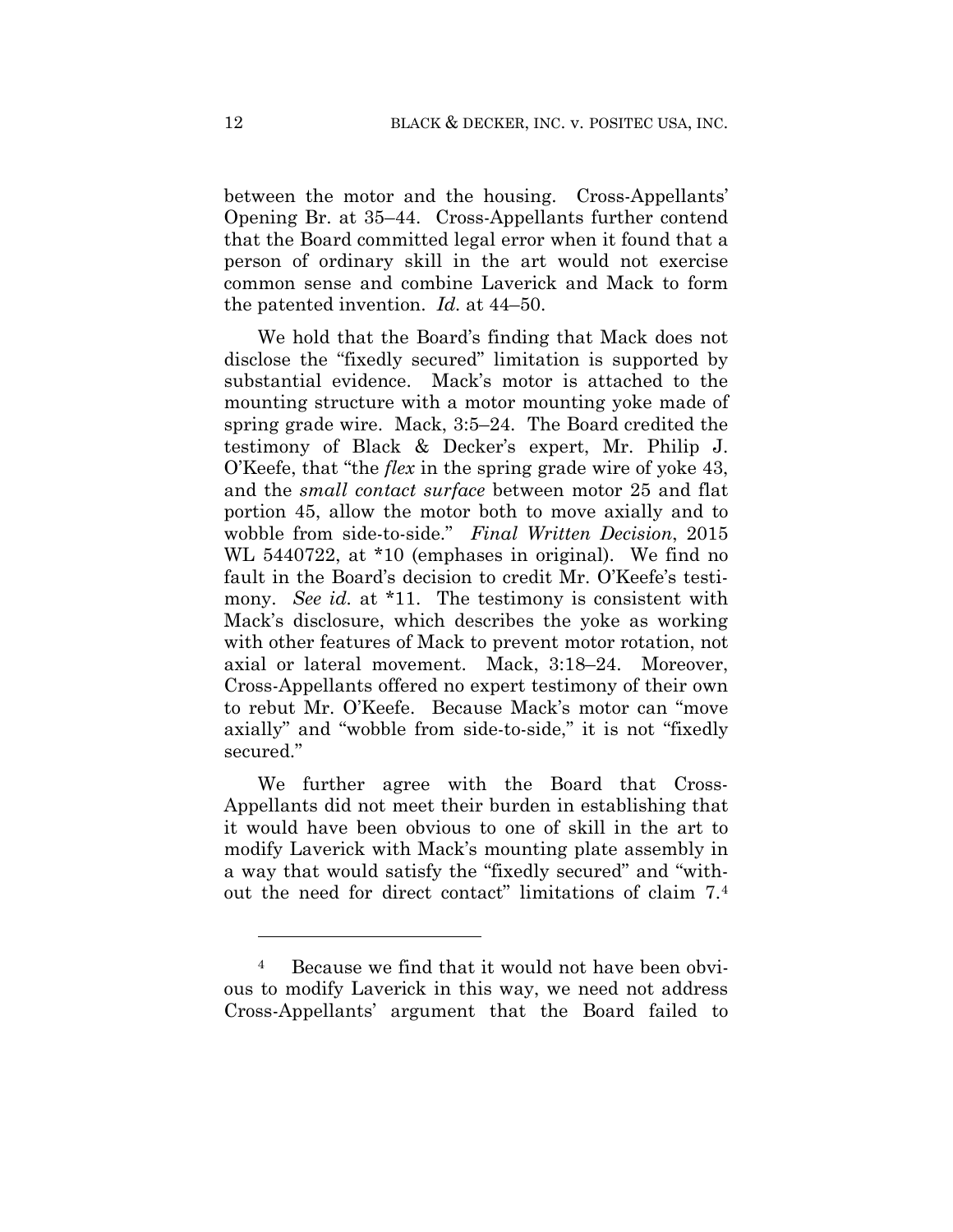between the motor and the housing. Cross-Appellants' Opening Br. at 35–44. Cross-Appellants further contend that the Board committed legal error when it found that a person of ordinary skill in the art would not exercise common sense and combine Laverick and Mack to form the patented invention. *Id.* at 44–50.

We hold that the Board's finding that Mack does not disclose the "fixedly secured" limitation is supported by substantial evidence. Mack's motor is attached to the mounting structure with a motor mounting yoke made of spring grade wire. Mack, 3:5–24. The Board credited the testimony of Black & Decker's expert, Mr. Philip J. O'Keefe, that "the *flex* in the spring grade wire of yoke 43, and the *small contact surface* between motor 25 and flat portion 45, allow the motor both to move axially and to wobble from side-to-side." *Final Written Decision*, 2015 WL 5440722, at *10 (emphases in original). We find no fault in the Board's decision to credit Mr. O'Keefe's testimony. *See id.* at *11. The testimony is consistent with Mack's disclosure, which describes the yoke as working with other features of Mack to prevent motor rotation, not axial or lateral movement. Mack, 3:18–24. Moreover, Cross-Appellants offered no expert testimony of their own to rebut Mr. O'Keefe. Because Mack's motor can "move axially" and "wobble from side-to-side," it is not "fixedly secured."

We further agree with the Board that Cross-Appellants did not meet their burden in establishing that it would have been obvious to one of skill in the art to modify Laverick with Mack's mounting plate assembly in a way that would satisfy the "fixedly secured" and "without the need for direct contact" limitations of claim 7.[4]

---

[4] Because we find that it would not have been obvious to modify Laverick in this way, we need not address Cross-Appellants' argument that the Board failed to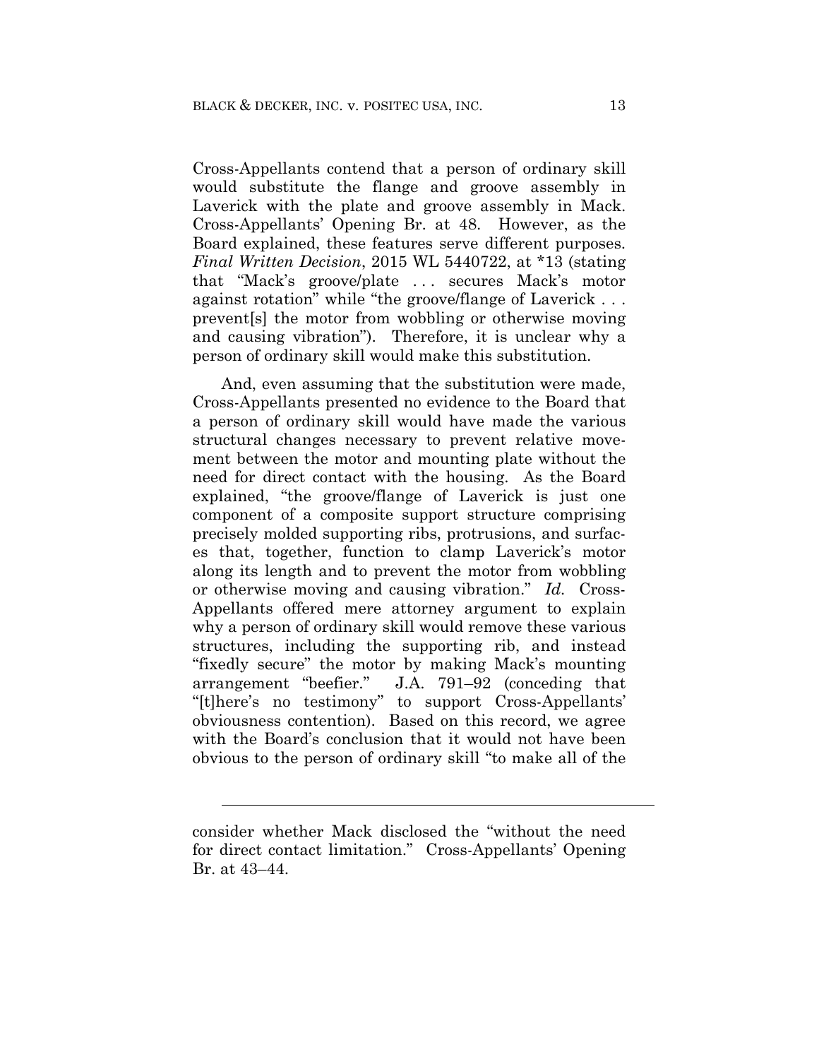Cross-Appellants contend that a person of ordinary skill would substitute the flange and groove assembly in Laverick with the plate and groove assembly in Mack. Cross-Appellants' Opening Br. at 48. However, as the Board explained, these features serve different purposes. *Final Written Decision*, 2015 WL 5440722, at *13 (stating that "Mack's groove/plate . . . secures Mack's motor against rotation" while "the groove/flange of Laverick . . . prevent[s] the motor from wobbling or otherwise moving and causing vibration"). Therefore, it is unclear why a person of ordinary skill would make this substitution.

And, even assuming that the substitution were made, Cross-Appellants presented no evidence to the Board that a person of ordinary skill would have made the various structural changes necessary to prevent relative movement between the motor and mounting plate without the need for direct contact with the housing. As the Board explained, "the groove/flange of Laverick is just one component of a composite support structure comprising precisely molded supporting ribs, protrusions, and surfaces that, together, function to clamp Laverick's motor along its length and to prevent the motor from wobbling or otherwise moving and causing vibration." *Id.* Cross-Appellants offered mere attorney argument to explain why a person of ordinary skill would remove these various structures, including the supporting rib, and instead "fixedly secure" the motor by making Mack's mounting arrangement "beefier." J.A. 791–92 (conceding that "[t]here's no testimony" to support Cross-Appellants' obviousness contention). Based on this record, we agree with the Board's conclusion that it would not have been obvious to the person of ordinary skill "to make all of the

---

consider whether Mack disclosed the "without the need for direct contact limitation." Cross-Appellants' Opening Br. at 43–44.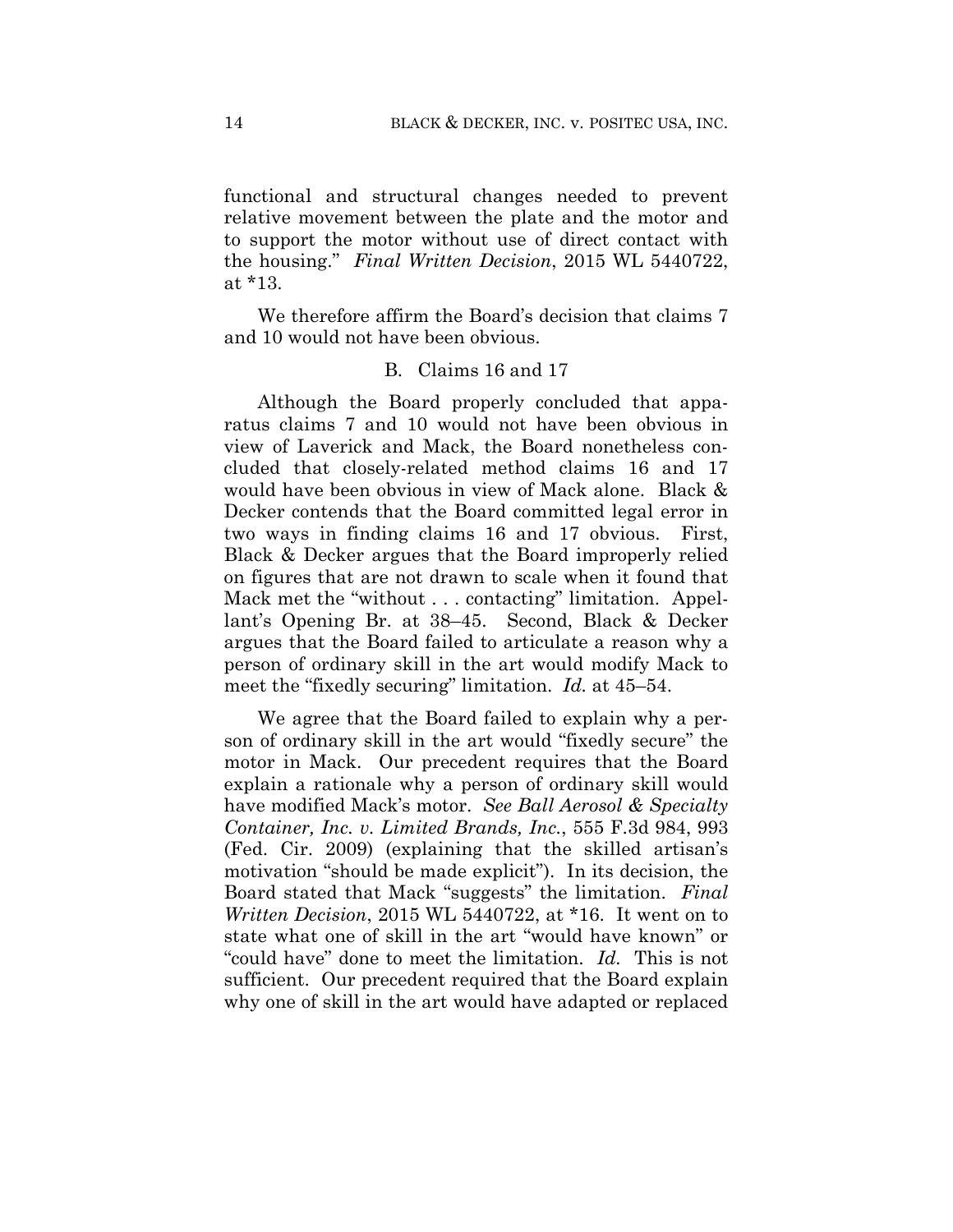functional and structural changes needed to prevent relative movement between the plate and the motor and to support the motor without use of direct contact with the housing." *Final Written Decision*, 2015 WL 5440722, at *13.

We therefore affirm the Board's decision that claims 7 and 10 would not have been obvious.

### B. Claims 16 and 17

Although the Board properly concluded that apparatus claims 7 and 10 would not have been obvious in view of Laverick and Mack, the Board nonetheless concluded that closely-related method claims 16 and 17 would have been obvious in view of Mack alone. Black & Decker contends that the Board committed legal error in two ways in finding claims 16 and 17 obvious. First, Black & Decker argues that the Board improperly relied on figures that are not drawn to scale when it found that Mack met the "without . . . contacting" limitation. Appellant's Opening Br. at 38–45. Second, Black & Decker argues that the Board failed to articulate a reason why a person of ordinary skill in the art would modify Mack to meet the "fixedly securing" limitation. *Id.* at 45–54.

We agree that the Board failed to explain why a person of ordinary skill in the art would "fixedly secure" the motor in Mack. Our precedent requires that the Board explain a rationale why a person of ordinary skill would have modified Mack's motor. *See Ball Aerosol & Specialty Container, Inc. v. Limited Brands, Inc.*, 555 F.3d 984, 993 (Fed. Cir. 2009) (explaining that the skilled artisan's motivation "should be made explicit"). In its decision, the Board stated that Mack "suggests" the limitation. *Final Written Decision*, 2015 WL 5440722, at *16. It went on to state what one of skill in the art "would have known" or "could have" done to meet the limitation. *Id.* This is not sufficient. Our precedent required that the Board explain why one of skill in the art would have adapted or replaced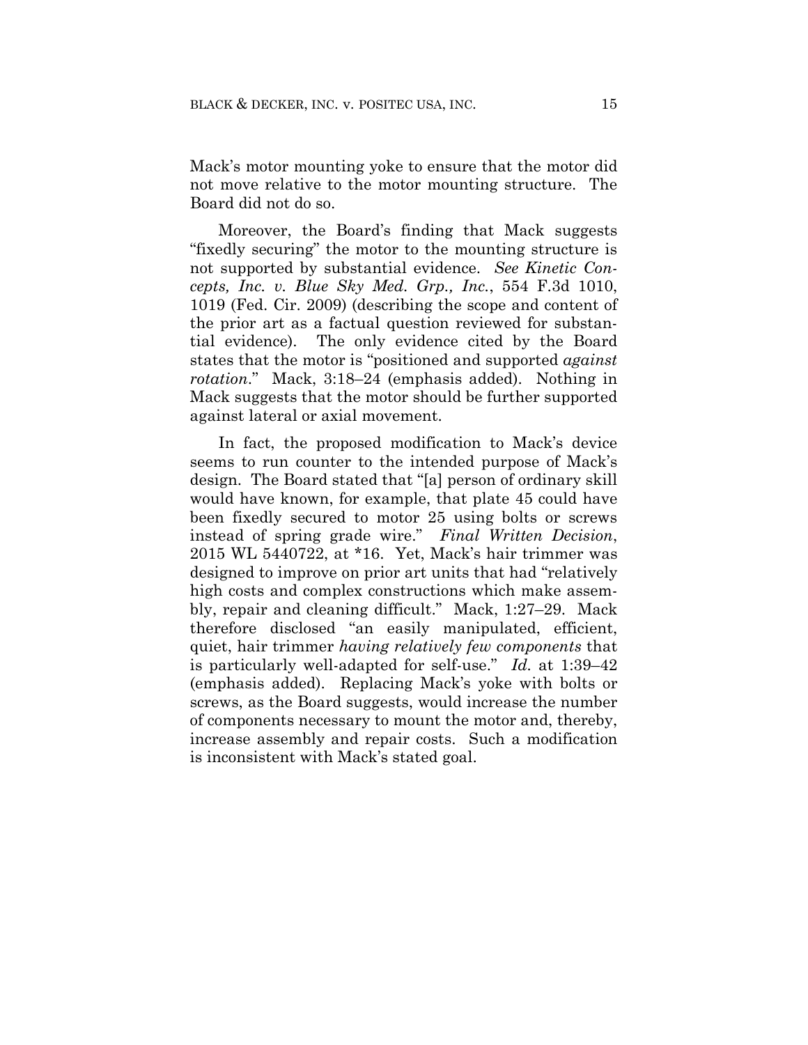Mack's motor mounting yoke to ensure that the motor did not move relative to the motor mounting structure. The Board did not do so.

Moreover, the Board's finding that Mack suggests "fixedly securing" the motor to the mounting structure is not supported by substantial evidence. *See Kinetic Concepts, Inc. v. Blue Sky Med. Grp., Inc.*, 554 F.3d 1010, 1019 (Fed. Cir. 2009) (describing the scope and content of the prior art as a factual question reviewed for substantial evidence). The only evidence cited by the Board states that the motor is "positioned and supported *against rotation*." Mack, 3:18–24 (emphasis added). Nothing in Mack suggests that the motor should be further supported against lateral or axial movement.

In fact, the proposed modification to Mack's device seems to run counter to the intended purpose of Mack's design. The Board stated that "[a] person of ordinary skill would have known, for example, that plate 45 could have been fixedly secured to motor 25 using bolts or screws instead of spring grade wire." *Final Written Decision*, 2015 WL 5440722, at *16. Yet, Mack's hair trimmer was designed to improve on prior art units that had "relatively high costs and complex constructions which make assembly, repair and cleaning difficult." Mack, 1:27–29. Mack therefore disclosed "an easily manipulated, efficient, quiet, hair trimmer *having relatively few components* that is particularly well-adapted for self-use." *Id.* at 1:39–42 (emphasis added). Replacing Mack's yoke with bolts or screws, as the Board suggests, would increase the number of components necessary to mount the motor and, thereby, increase assembly and repair costs. Such a modification is inconsistent with Mack's stated goal.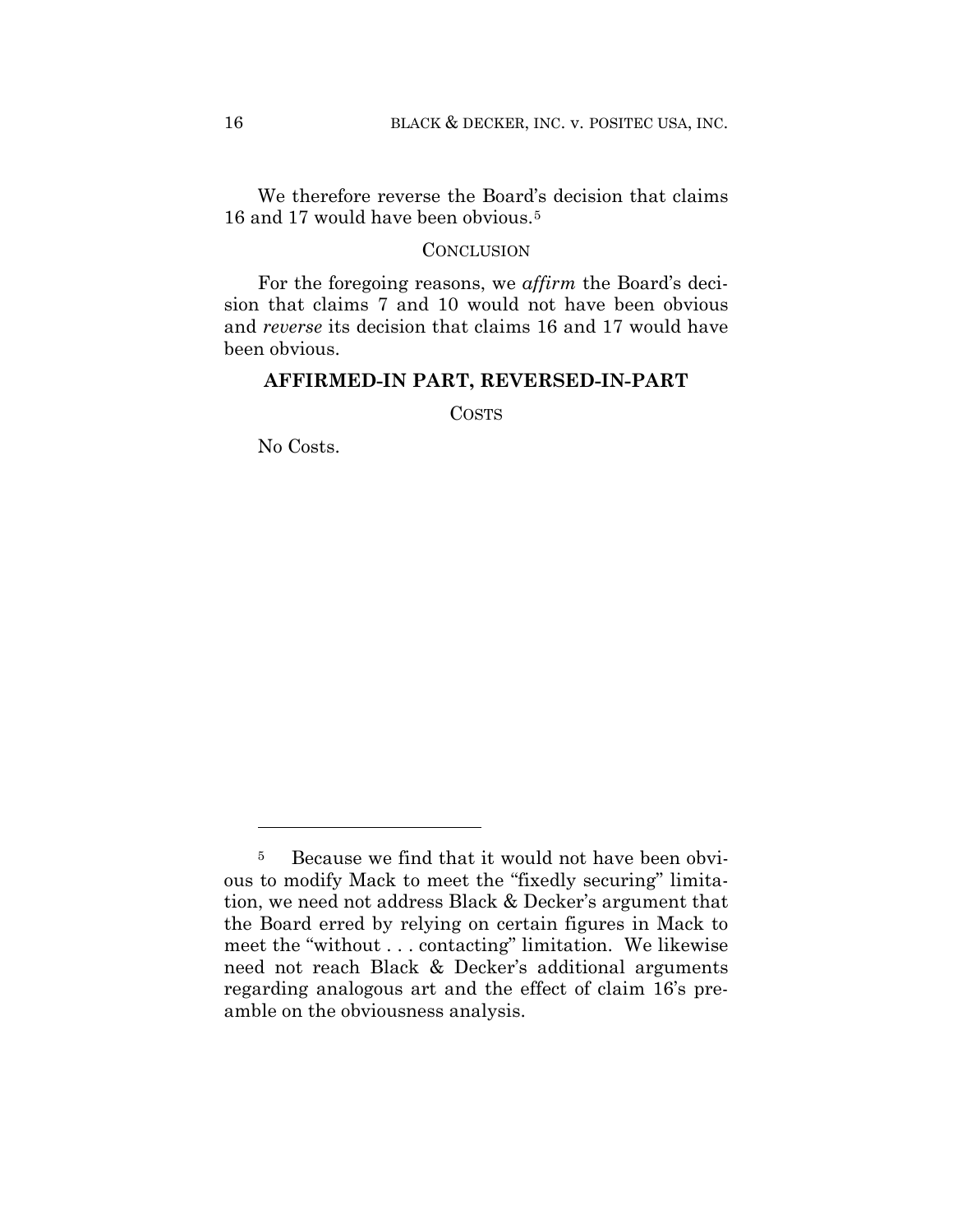We therefore reverse the Board's decision that claims 16 and 17 would have been obvious.[5]

## CONCLUSION

For the foregoing reasons, we *affirm* the Board's decision that claims 7 and 10 would not have been obvious and *reverse* its decision that claims 16 and 17 would have been obvious.

**AFFIRMED-IN PART, REVERSED-IN-PART**

COSTS

No Costs.

---

[5] Because we find that it would not have been obvious to modify Mack to meet the "fixedly securing" limitation, we need not address Black & Decker's argument that the Board erred by relying on certain figures in Mack to meet the "without . . . contacting" limitation. We likewise need not reach Black & Decker's additional arguments regarding analogous art and the effect of claim 16's preamble on the obviousness analysis.